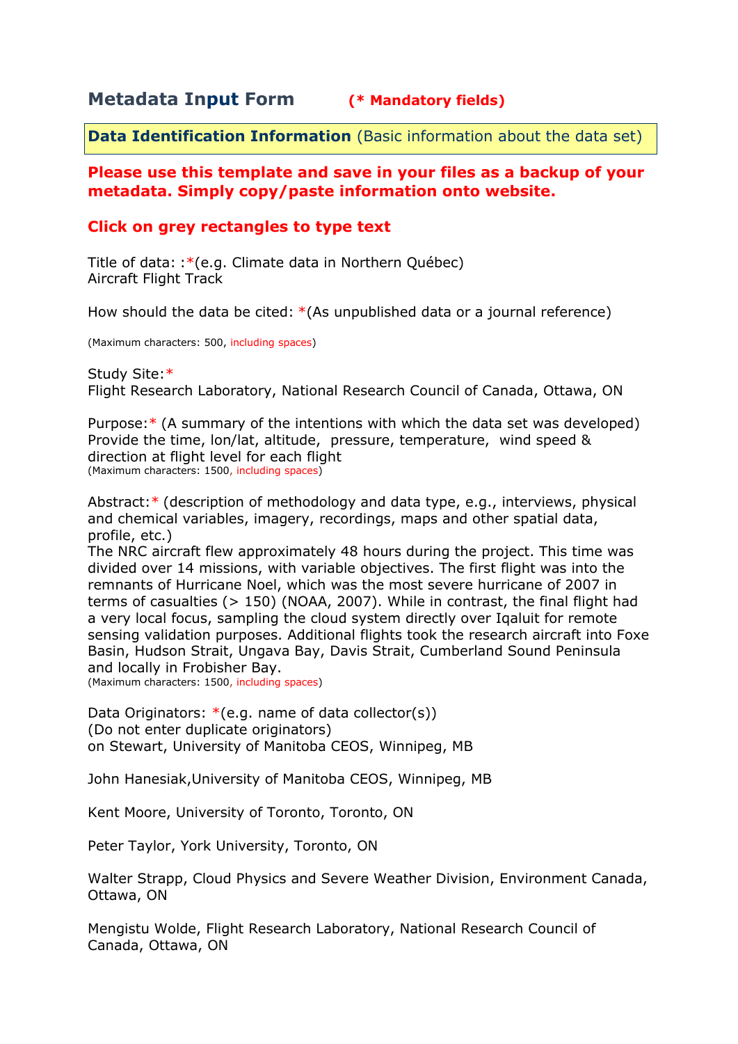# Metadata Input Form (* Mandatory fields)

**Data Identification Information** (Basic information about the data set)

**Please use this template and save in your files as a backup of your metadata. Simply copy/paste information onto website.**

**Click on grey rectangles to type text**

Title of data: :*(e.g. Climate data in Northern Québec)
Aircraft Flight Track

How should the data be cited: *(As unpublished data or a journal reference)

(Maximum characters: 500, including spaces)

Study Site:*
Flight Research Laboratory, National Research Council of Canada, Ottawa, ON

Purpose:* (A summary of the intentions with which the data set was developed)
Provide the time, lon/lat, altitude, pressure, temperature, wind speed & direction at flight level for each flight
(Maximum characters: 1500, including spaces)

Abstract:* (description of methodology and data type, e.g., interviews, physical and chemical variables, imagery, recordings, maps and other spatial data, profile, etc.)
The NRC aircraft flew approximately 48 hours during the project. This time was divided over 14 missions, with variable objectives. The first flight was into the remnants of Hurricane Noel, which was the most severe hurricane of 2007 in terms of casualties (> 150) (NOAA, 2007). While in contrast, the final flight had a very local focus, sampling the cloud system directly over Iqaluit for remote sensing validation purposes. Additional flights took the research aircraft into Foxe Basin, Hudson Strait, Ungava Bay, Davis Strait, Cumberland Sound Peninsula and locally in Frobisher Bay.
(Maximum characters: 1500, including spaces)

Data Originators: *(e.g. name of data collector(s))
(Do not enter duplicate originators)
on Stewart, University of Manitoba CEOS, Winnipeg, MB

John Hanesiak,University of Manitoba CEOS, Winnipeg, MB

Kent Moore, University of Toronto, Toronto, ON

Peter Taylor, York University, Toronto, ON

Walter Strapp, Cloud Physics and Severe Weather Division, Environment Canada, Ottawa, ON

Mengistu Wolde, Flight Research Laboratory, National Research Council of Canada, Ottawa, ON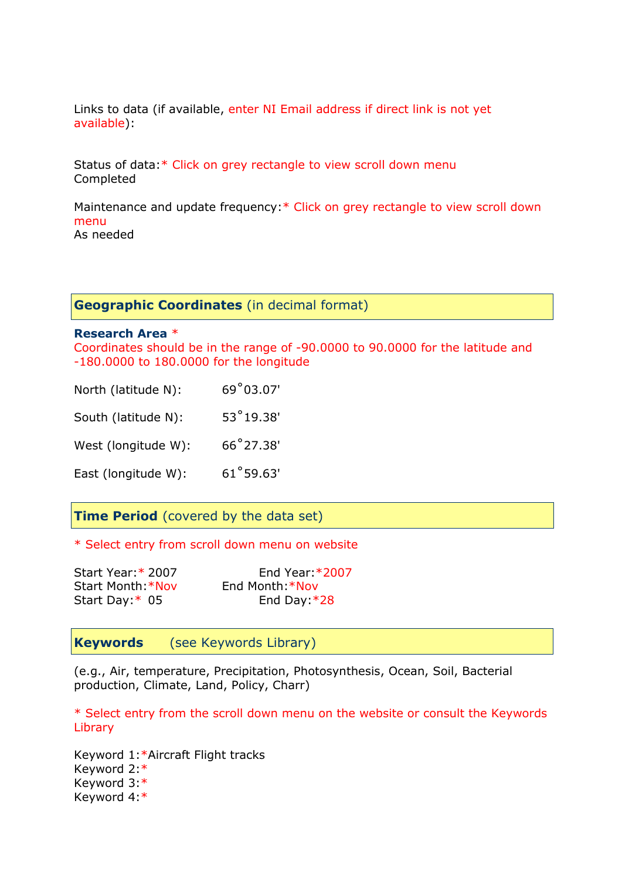Links to data (if available, enter NI Email address if direct link is not yet available):

Status of data:* Click on grey rectangle to view scroll down menu
Completed

Maintenance and update frequency:* Click on grey rectangle to view scroll down menu
As needed

## Geographic Coordinates (in decimal format)

**Research Area** *
Coordinates should be in the range of -90.0000 to 90.0000 for the latitude and -180.0000 to 180.0000 for the longitude

North (latitude N): 69˚03.07'

South (latitude N): 53˚19.38'

West (longitude W): 66˚27.38'

East (longitude W): 61˚59.63'

## Time Period (covered by the data set)

* Select entry from scroll down menu on website

Start Year:* 2007  End Year:*2007
Start Month:*Nov  End Month:*Nov
Start Day:* 05  End Day:*28

## Keywords (see Keywords Library)

(e.g., Air, temperature, Precipitation, Photosynthesis, Ocean, Soil, Bacterial production, Climate, Land, Policy, Charr)

* Select entry from the scroll down menu on the website or consult the Keywords Library

Keyword 1:*Aircraft Flight tracks
Keyword 2:*
Keyword 3:*
Keyword 4:*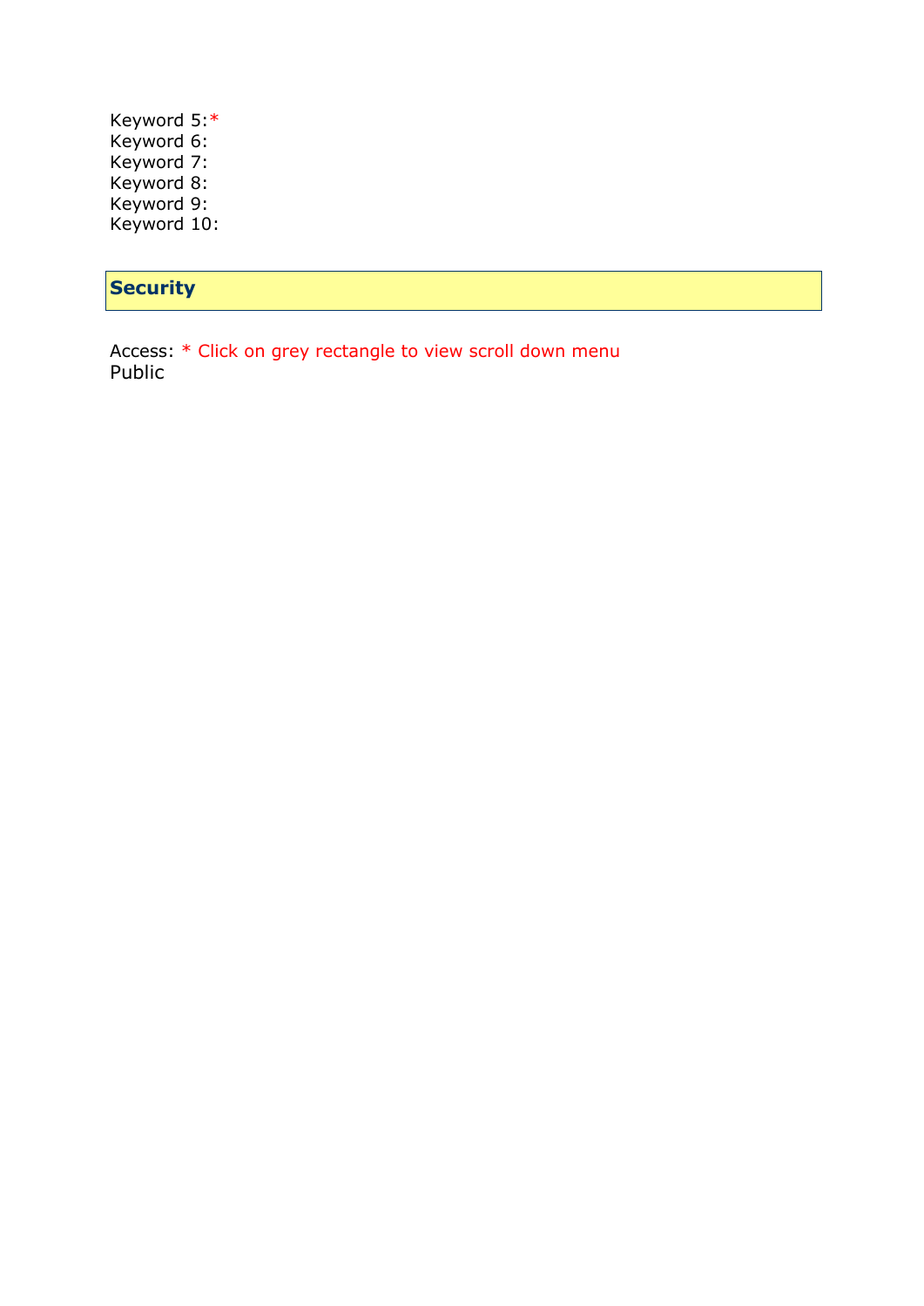Keyword 5:*
Keyword 6:
Keyword 7:
Keyword 8:
Keyword 9:
Keyword 10:

## Security

Access: * Click on grey rectangle to view scroll down menu
Public